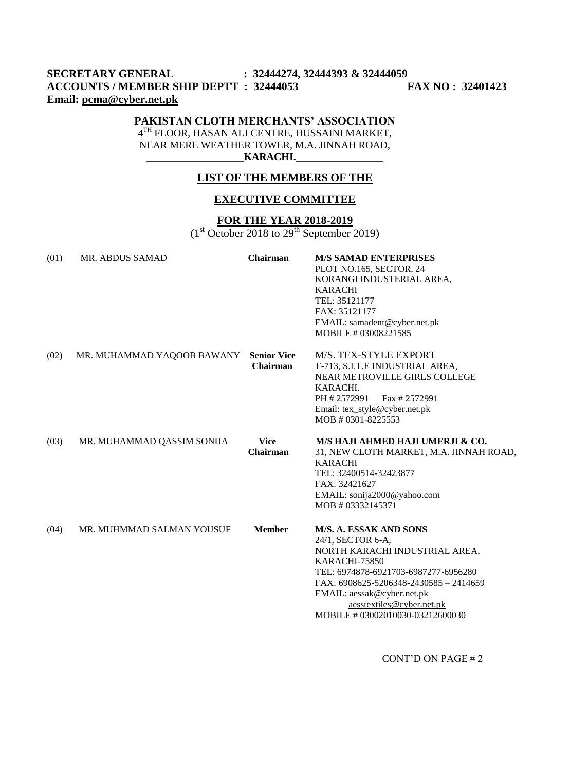**SECRETARY GENERAL : 32444274, 32444393 & 32444059**
**ACCOUNTS / MEMBER SHIP DEPTT : 32444053 FAX NO : 32401423**
**Email: pcma@cyber.net.pk**

## PAKISTAN CLOTH MERCHANTS' ASSOCIATION

4TH FLOOR, HASAN ALI CENTRE, HUSSAINI MARKET,
NEAR MERE WEATHER TOWER, M.A. JINNAH ROAD,
**KARACHI.**

### LIST OF THE MEMBERS OF THE

### EXECUTIVE COMMITTEE

### FOR THE YEAR 2018-2019

(1st October 2018 to 29th September 2019)

| | | | |
|---|---|---|---|
| (01) | MR. ABDUS SAMAD | **Chairman** | **M/S SAMAD ENTERPRISES**<br>PLOT NO.165, SECTOR, 24<br>KORANGI INDUSTERIAL AREA,<br>KARACHI<br>TEL: 35121177<br>FAX: 35121177<br>EMAIL: samadent@cyber.net.pk<br>MOBILE # 03008221585 |
| (02) | MR. MUHAMMAD YAQOOB BAWANY | **Senior Vice Chairman** | M/S. TEX-STYLE EXPORT<br>F-713, S.I.T.E INDUSTRIAL AREA,<br>NEAR METROVILLE GIRLS COLLEGE<br>KARACHI.<br>PH # 2572991 Fax # 2572991<br>Email: tex_style@cyber.net.pk<br>MOB # 0301-8225553 |
| (03) | MR. MUHAMMAD QASSIM SONIJA | **Vice Chairman** | **M/S HAJI AHMED HAJI UMERJI & CO.**<br>31, NEW CLOTH MARKET, M.A. JINNAH ROAD,<br>KARACHI<br>TEL: 32400514-32423877<br>FAX: 32421627<br>EMAIL: sonija2000@yahoo.com<br>MOB # 03332145371 |
| (04) | MR. MUHMMAD SALMAN YOUSUF | **Member** | **M/S. A. ESSAK AND SONS**<br>24/1, SECTOR 6-A,<br>NORTH KARACHI INDUSTRIAL AREA,<br>KARACHI-75850<br>TEL: 6974878-6921703-6987277-6956280<br>FAX: 6908625-5206348-2430585 – 2414659<br>EMAIL: aessak@cyber.net.pk<br>aesstextiles@cyber.net.pk<br>MOBILE # 03002010030-03212600030 |

CONT'D ON PAGE # 2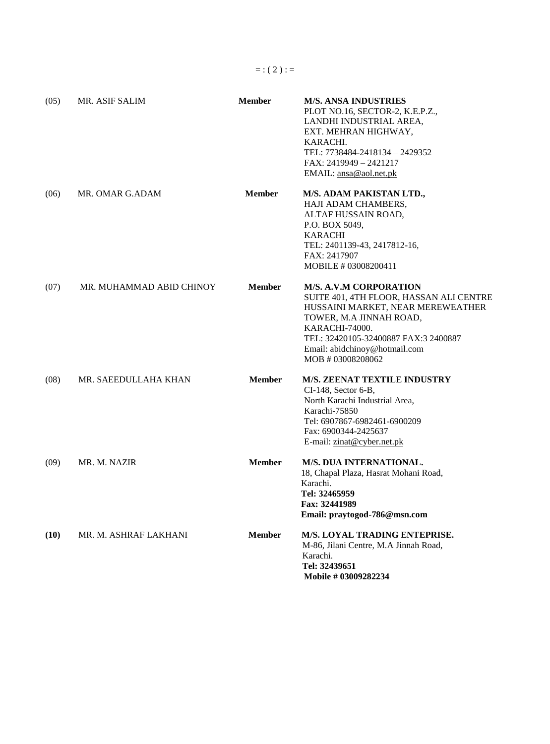| | | | |
|---|---|---|---|
| (05) | MR. ASIF SALIM | **Member** | **M/S. ANSA INDUSTRIES**<br>PLOT NO.16, SECTOR-2, K.E.P.Z.,<br>LANDHI INDUSTRIAL AREA,<br>EXT. MEHRAN HIGHWAY,<br>KARACHI.<br>TEL: 7738484-2418134 – 2429352<br>FAX: 2419949 – 2421217<br>EMAIL: ansa@aol.net.pk |
| (06) | MR. OMAR G.ADAM | **Member** | **M/S. ADAM PAKISTAN LTD.,**<br>HAJI ADAM CHAMBERS,<br>ALTAF HUSSAIN ROAD,<br>P.O. BOX 5049,<br>KARACHI<br>TEL: 2401139-43, 2417812-16,<br>FAX: 2417907<br>MOBILE # 03008200411 |
| (07) | MR. MUHAMMAD ABID CHINOY | **Member** | **M/S. A.V.M CORPORATION**<br>SUITE 401, 4TH FLOOR, HASSAN ALI CENTRE<br>HUSSAINI MARKET, NEAR MEREWEATHER<br>TOWER, M.A JINNAH ROAD,<br>KARACHI-74000.<br>TEL: 32420105-32400887 FAX:3 2400887<br>Email: abidchinoy@hotmail.com<br>MOB # 03008208062 |
| (08) | MR. SAEEDULLAHA KHAN | **Member** | **M/S. ZEENAT TEXTILE INDUSTRY**<br>CI-148, Sector 6-B,<br>North Karachi Industrial Area,<br>Karachi-75850<br>Tel: 6907867-6982461-6900209<br>Fax: 6900344-2425637<br>E-mail: zinat@cyber.net.pk |
| (09) | MR. M. NAZIR | **Member** | **M/S. DUA INTERNATIONAL.**<br>18, Chapal Plaza, Hasrat Mohani Road,<br>Karachi.<br>**Tel: 32465959**<br>**Fax: 32441989**<br>**Email: praytogod-786@msn.com** |
| **(10)** | MR. M. ASHRAF LAKHANI | **Member** | **M/S. LOYAL TRADING ENTEPRISE.**<br>M-86, Jilani Centre, M.A Jinnah Road,<br>Karachi.<br>**Tel: 32439651**<br>**Mobile # 03009282234** |